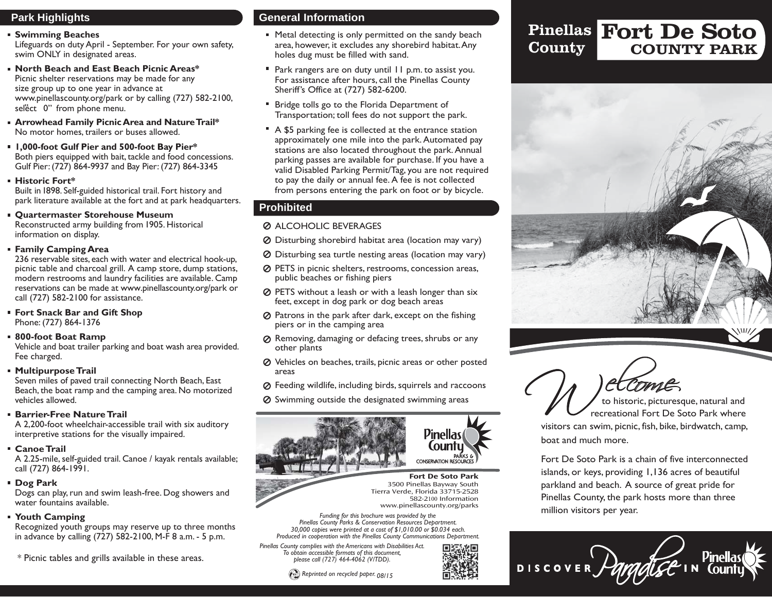## Park Highlights

- **Swimming Beaches**
  Lifeguards on duty April - September. For your own safety, swim ONLY in designated areas.
- **North Beach and East Beach Picnic Areas***
  Picnic shelter reservations may be made for any size group up to one year in advance at www.pinellascounty.org/park or by calling (727) 582-2100, select "0" from phone menu.
- **Arrowhead Family Picnic Area and Nature Trail***
  No motor homes, trailers or buses allowed.
- **1,000-foot Gulf Pier and 500-foot Bay Pier***
  Both piers equipped with bait, tackle and food concessions. Gulf Pier: (727) 864-9937 and Bay Pier: (727) 864-3345
- **Historic Fort***
  Built in 1898. Self-guided historical trail. Fort history and park literature available at the fort and at park headquarters.
- **Quartermaster Storehouse Museum**
  Reconstructed army building from 1905. Historical information on display.
- **Family Camping Area**
  236 reservable sites, each with water and electrical hook-up, picnic table and charcoal grill. A camp store, dump stations, modern restrooms and laundry facilities are available. Camp reservations can be made at www.pinellascounty.org/park or call (727) 582-2100 for assistance.
- **Fort Snack Bar and Gift Shop**
  Phone: (727) 864-1376
- **800-foot Boat Ramp**
  Vehicle and boat trailer parking and boat wash area provided. Fee charged.
- **Multipurpose Trail**
  Seven miles of paved trail connecting North Beach, East Beach, the boat ramp and the camping area. No motorized vehicles allowed.
- **Barrier-Free Nature Trail**
  A 2,200-foot wheelchair-accessible trail with six auditory interpretive stations for the visually impaired.
- **Canoe Trail**
  A 2.25-mile, self-guided trail. Canoe / kayak rentals available; call (727) 864-1991.
- **Dog Park**
  Dogs can play, run and swim leash-free. Dog showers and water fountains available.
- **Youth Camping**
  Recognized youth groups may reserve up to three months in advance by calling (727) 582-2100, M-F 8 a.m. - 5 p.m.

\* Picnic tables and grills available in these areas.

## General Information

- Metal detecting is only permitted on the sandy beach area, however, it excludes any shorebird habitat. Any holes dug must be filled with sand.
- Park rangers are on duty until 11 p.m. to assist you. For assistance after hours, call the Pinellas County Sheriff's Office at (727) 582-6200.
- Bridge tolls go to the Florida Department of Transportation; toll fees do not support the park.
- A $5 parking fee is collected at the entrance station approximately one mile into the park. Automated pay stations are also located throughout the park. Annual parking passes are available for purchase. If you have a valid Disabled Parking Permit/Tag, you are not required to pay the daily or annual fee. A fee is not collected from persons entering the park on foot or by bicycle.

## Prohibited

- ⊘ ALCOHOLIC BEVERAGES
- ⊘ Disturbing shorebird habitat area (location may vary)
- ⊘ Disturbing sea turtle nesting areas (location may vary)
- ⊘ PETS in picnic shelters, restrooms, concession areas, public beaches or fishing piers
- ⊘ PETS without a leash or with a leash longer than six feet, except in dog park or dog beach areas
- ⊘ Patrons in the park after dark, except on the fishing piers or in the camping area
- ⊘ Removing, damaging or defacing trees, shrubs or any other plants
- ⊘ Vehicles on beaches, trails, picnic areas or other posted areas
- ⊘ Feeding wildlife, including birds, squirrels and raccoons
- ⊘ Swimming outside the designated swimming areas

Pinellas County PARKS & CONSERVATION RESOURCES

**Fort De Soto Park**
3500 Pinellas Bayway South
Tierra Verde, Florida 33715-2528
582-2100 Information
www.pinellascounty.org/parks

*Funding for this brochure was provided by the Pinellas County Parks & Conservation Resources Department. 30,000 copies were printed at a cost of $1,010.00 or $0.034 each. Produced in cooperation with the Pinellas County Communications Department.*

*Pinellas County complies with the Americans with Disabilities Act. To obtain accessible formats of this document, please call (727) 464-4062 (V/TDD).*

*Reprinted on recycled paper. 08/15*

# Pinellas County Fort De Soto COUNTY PARK

**Welcome** to historic, picturesque, natural and recreational Fort De Soto Park where visitors can swim, picnic, fish, bike, birdwatch, camp, boat and much more.

Fort De Soto Park is a chain of five interconnected islands, or keys, providing 1,136 acres of beautiful parkland and beach. A source of great pride for Pinellas County, the park hosts more than three million visitors per year.

DISCOVER Paradise IN Pinellas County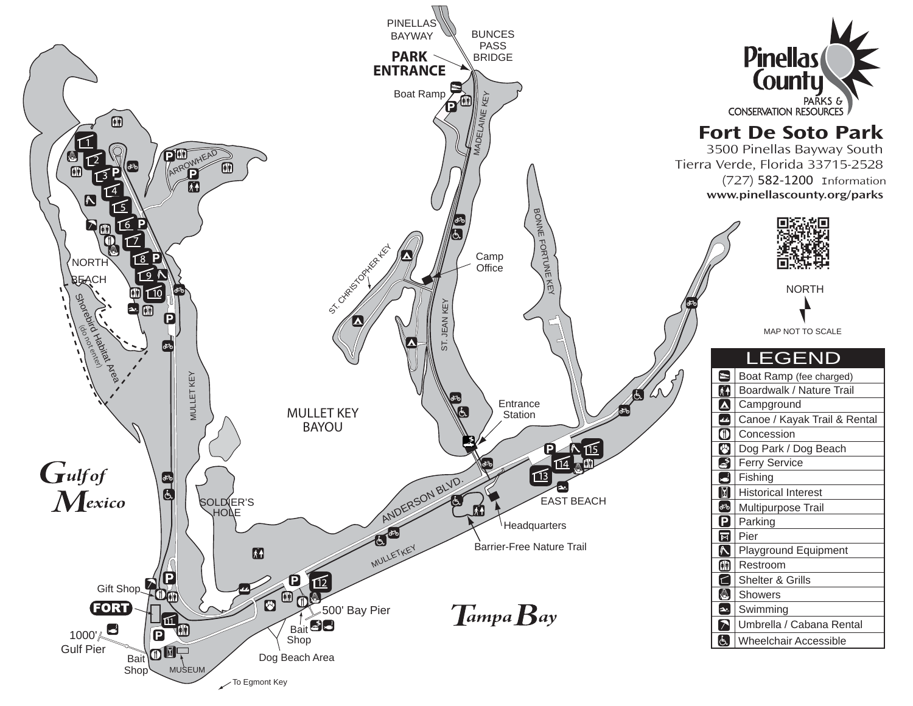# Fort De Soto Park

3500 Pinellas Bayway South
Tierra Verde, Florida 33715-2528
(727) 582-1200 Information
www.pinellascounty.org/parks

Pinellas County
PARKS & CONSERVATION RESOURCES

NORTH

MAP NOT TO SCALE

## LEGEND

| | |
|---|---|
| | Boat Ramp (fee charged) |
| | Boardwalk / Nature Trail |
| | Campground |
| | Canoe / Kayak Trail & Rental |
| | Concession |
| | Dog Park / Dog Beach |
| | Ferry Service |
| | Fishing |
| | Historical Interest |
| | Multipurpose Trail |
| | Parking |
| | Pier |
| | Playground Equipment |
| | Restroom |
| | Shelter & Grills |
| | Showers |
| | Swimming |
| | Umbrella / Cabana Rental |
| | Wheelchair Accessible |

PINELLAS BAYWAY

BUNCES PASS BRIDGE

PARK ENTRANCE

Boat Ramp

MADELAINE KEY

ST. CHRISTOPHER KEY

Camp Office

ST. JEAN KEY

BONNE FORTUNE KEY

Entrance Station

ARROWHEAD

NORTH BEACH

Shorebird Habitat Area (do not enter)

MULLET KEY

MULLET KEY BAYOU

Gulf of Mexico

SOLDIER'S HOLE

ANDERSON BLVD.

MULLET KEY

EAST BEACH

Headquarters

Barrier-Free Nature Trail

Tampa Bay

Gift Shop

FORT

1000' Gulf Pier

Bait Shop

MUSEUM

500' Bay Pier

Bait Shop

Dog Beach Area

To Egmont Key